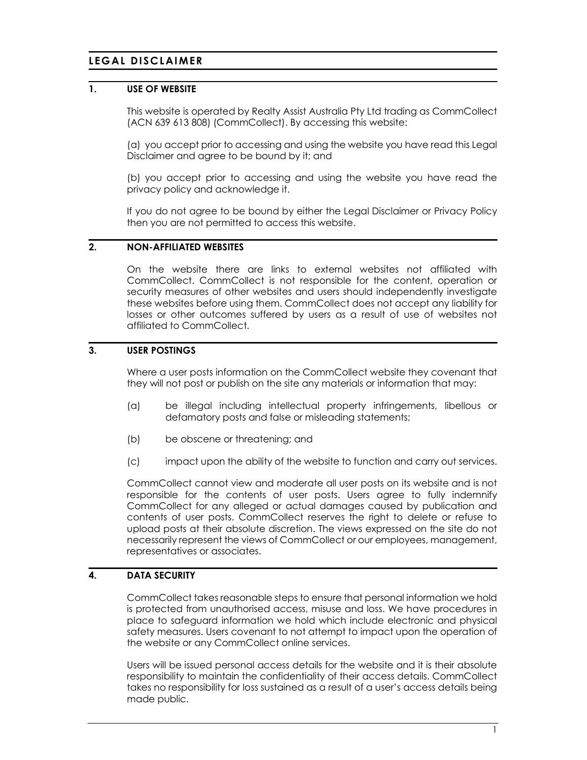# LEGAL DISCLAIMER

## 1. USE OF WEBSITE

This website is operated by Realty Assist Australia Pty Ltd trading as CommCollect (ACN 639 613 808) (CommCollect). By accessing this website:

(a) you accept prior to accessing and using the website you have read this Legal Disclaimer and agree to be bound by it; and

(b) you accept prior to accessing and using the website you have read the privacy policy and acknowledge it.

If you do not agree to be bound by either the Legal Disclaimer or Privacy Policy then you are not permitted to access this website.

## 2. NON-AFFILIATED WEBSITES

On the website there are links to external websites not affiliated with CommCollect. CommCollect is not responsible for the content, operation or security measures of other websites and users should independently investigate these websites before using them. CommCollect does not accept any liability for losses or other outcomes suffered by users as a result of use of websites not affiliated to CommCollect.

## 3. USER POSTINGS

Where a user posts information on the CommCollect website they covenant that they will not post or publish on the site any materials or information that may:

(a) be illegal including intellectual property infringements, libellous or defamatory posts and false or misleading statements;

(b) be obscene or threatening; and

(c) impact upon the ability of the website to function and carry out services.

CommCollect cannot view and moderate all user posts on its website and is not responsible for the contents of user posts. Users agree to fully indemnify CommCollect for any alleged or actual damages caused by publication and contents of user posts. CommCollect reserves the right to delete or refuse to upload posts at their absolute discretion. The views expressed on the site do not necessarily represent the views of CommCollect or our employees, management, representatives or associates.

## 4. DATA SECURITY

CommCollect takes reasonable steps to ensure that personal information we hold is protected from unauthorised access, misuse and loss. We have procedures in place to safeguard information we hold which include electronic and physical safety measures. Users covenant to not attempt to impact upon the operation of the website or any CommCollect online services.

Users will be issued personal access details for the website and it is their absolute responsibility to maintain the confidentiality of their access details. CommCollect takes no responsibility for loss sustained as a result of a user's access details being made public.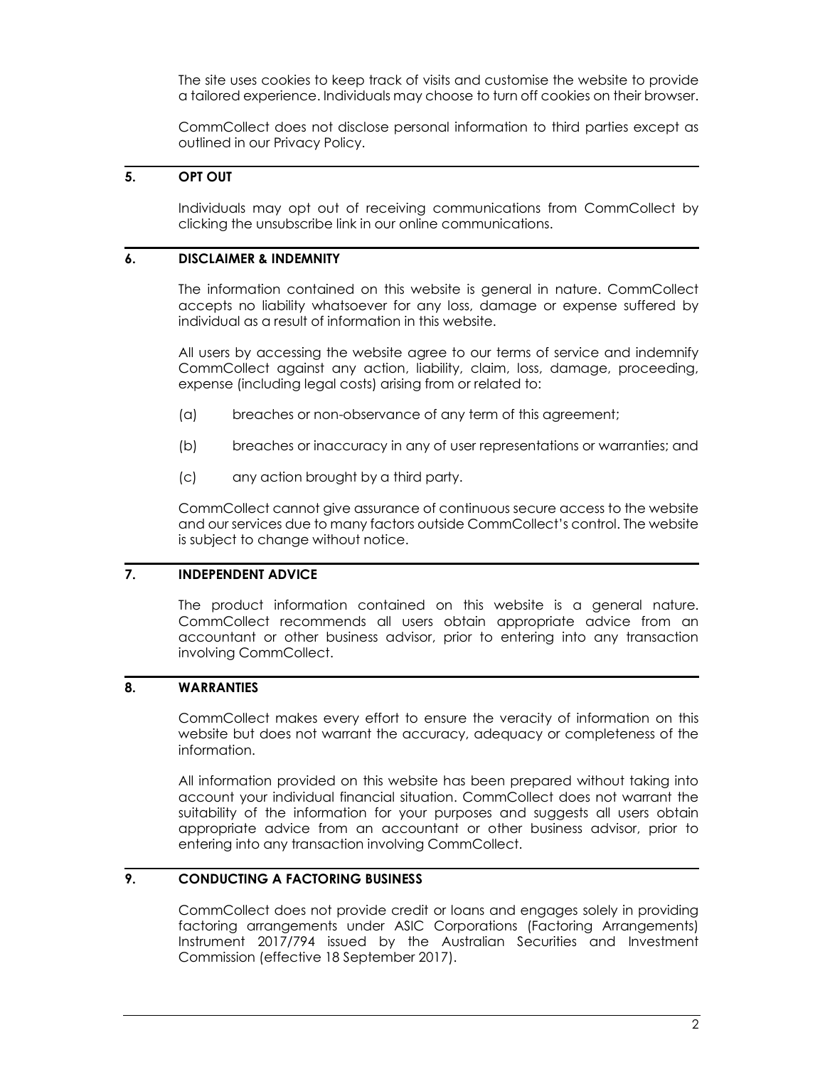The site uses cookies to keep track of visits and customise the website to provide a tailored experience. Individuals may choose to turn off cookies on their browser.

CommCollect does not disclose personal information to third parties except as outlined in our Privacy Policy.

## 5. OPT OUT

Individuals may opt out of receiving communications from CommCollect by clicking the unsubscribe link in our online communications.

## 6. DISCLAIMER & INDEMNITY

The information contained on this website is general in nature. CommCollect accepts no liability whatsoever for any loss, damage or expense suffered by individual as a result of information in this website.

All users by accessing the website agree to our terms of service and indemnify CommCollect against any action, liability, claim, loss, damage, proceeding, expense (including legal costs) arising from or related to:

(a) breaches or non-observance of any term of this agreement;

(b) breaches or inaccuracy in any of user representations or warranties; and

(c) any action brought by a third party.

CommCollect cannot give assurance of continuous secure access to the website and our services due to many factors outside CommCollect's control. The website is subject to change without notice.

## 7. INDEPENDENT ADVICE

The product information contained on this website is a general nature. CommCollect recommends all users obtain appropriate advice from an accountant or other business advisor, prior to entering into any transaction involving CommCollect.

## 8. WARRANTIES

CommCollect makes every effort to ensure the veracity of information on this website but does not warrant the accuracy, adequacy or completeness of the information.

All information provided on this website has been prepared without taking into account your individual financial situation. CommCollect does not warrant the suitability of the information for your purposes and suggests all users obtain appropriate advice from an accountant or other business advisor, prior to entering into any transaction involving CommCollect.

## 9. CONDUCTING A FACTORING BUSINESS

CommCollect does not provide credit or loans and engages solely in providing factoring arrangements under ASIC Corporations (Factoring Arrangements) Instrument 2017/794 issued by the Australian Securities and Investment Commission (effective 18 September 2017).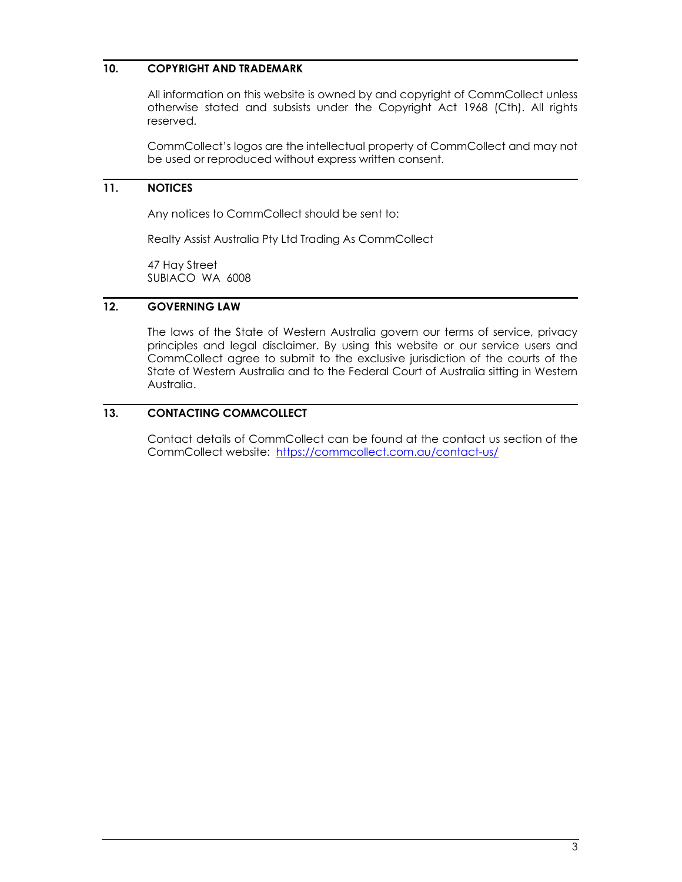## 10. COPYRIGHT AND TRADEMARK

All information on this website is owned by and copyright of CommCollect unless otherwise stated and subsists under the Copyright Act 1968 (Cth). All rights reserved.

CommCollect's logos are the intellectual property of CommCollect and may not be used or reproduced without express written consent.

## 11. NOTICES

Any notices to CommCollect should be sent to:

Realty Assist Australia Pty Ltd Trading As CommCollect

47 Hay Street
SUBIACO WA 6008

## 12. GOVERNING LAW

The laws of the State of Western Australia govern our terms of service, privacy principles and legal disclaimer. By using this website or our service users and CommCollect agree to submit to the exclusive jurisdiction of the courts of the State of Western Australia and to the Federal Court of Australia sitting in Western Australia.

## 13. CONTACTING COMMCOLLECT

Contact details of CommCollect can be found at the contact us section of the CommCollect website: https://commcollect.com.au/contact-us/